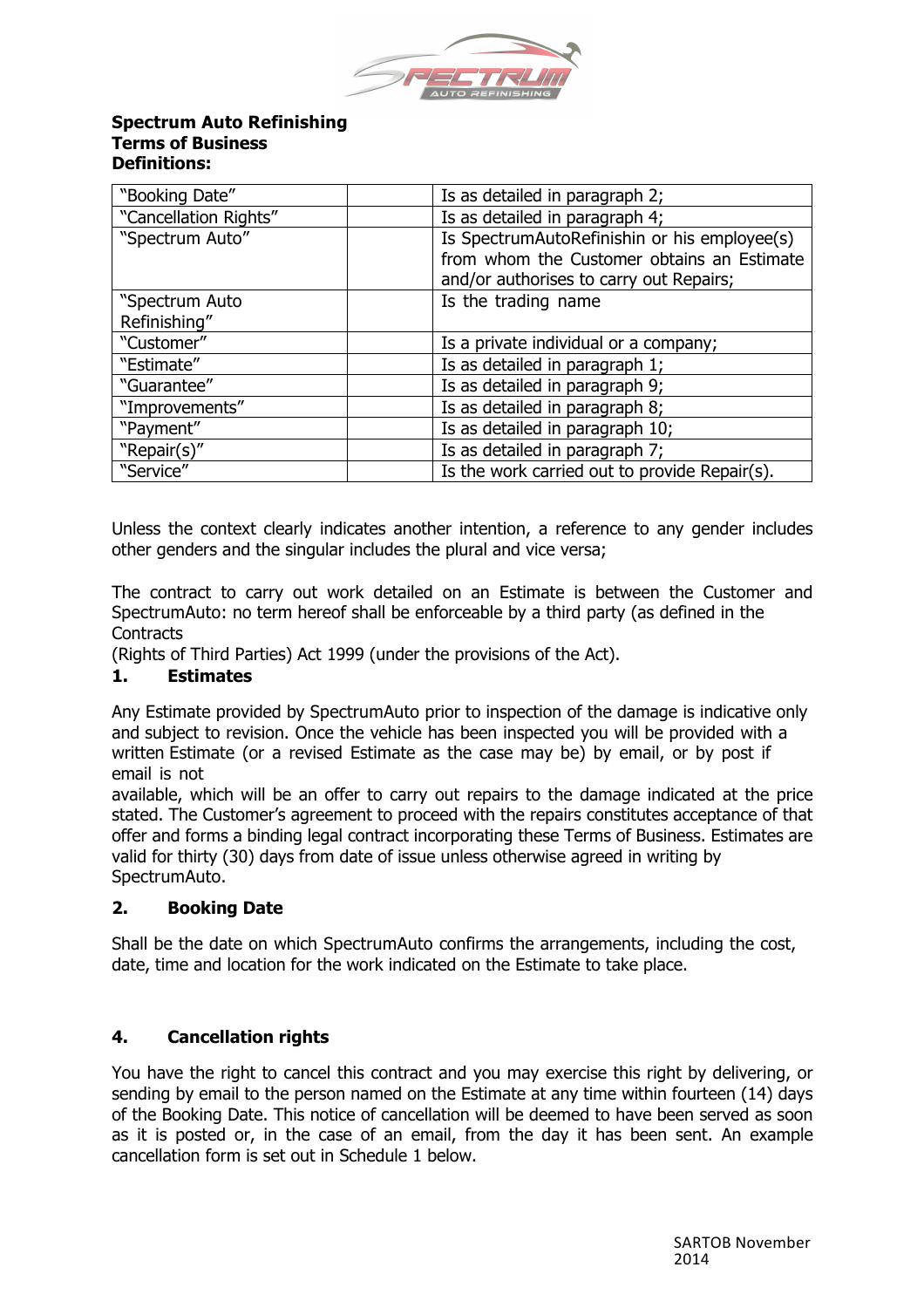**Spectrum Auto Refinishing**
**Terms of Business**
**Definitions:**

| | | |
|---|---|---|
| "Booking Date" | | Is as detailed in paragraph 2; |
| "Cancellation Rights" | | Is as detailed in paragraph 4; |
| "Spectrum Auto" | | Is SpectrumAutoRefinishin or his employee(s) from whom the Customer obtains an Estimate and/or authorises to carry out Repairs; |
| "Spectrum Auto Refinishing" | | Is the trading name |
| "Customer" | | Is a private individual or a company; |
| "Estimate" | | Is as detailed in paragraph 1; |
| "Guarantee" | | Is as detailed in paragraph 9; |
| "Improvements" | | Is as detailed in paragraph 8; |
| "Payment" | | Is as detailed in paragraph 10; |
| "Repair(s)" | | Is as detailed in paragraph 7; |
| "Service" | | Is the work carried out to provide Repair(s). |

Unless the context clearly indicates another intention, a reference to any gender includes other genders and the singular includes the plural and vice versa;

The contract to carry out work detailed on an Estimate is between the Customer and SpectrumAuto: no term hereof shall be enforceable by a third party (as defined in the Contracts (Rights of Third Parties) Act 1999 (under the provisions of the Act).

## 1. Estimates

Any Estimate provided by SpectrumAuto prior to inspection of the damage is indicative only and subject to revision. Once the vehicle has been inspected you will be provided with a written Estimate (or a revised Estimate as the case may be) by email, or by post if email is not available, which will be an offer to carry out repairs to the damage indicated at the price stated. The Customer's agreement to proceed with the repairs constitutes acceptance of that offer and forms a binding legal contract incorporating these Terms of Business. Estimates are valid for thirty (30) days from date of issue unless otherwise agreed in writing by SpectrumAuto.

## 2. Booking Date

Shall be the date on which SpectrumAuto confirms the arrangements, including the cost, date, time and location for the work indicated on the Estimate to take place.

## 4. Cancellation rights

You have the right to cancel this contract and you may exercise this right by delivering, or sending by email to the person named on the Estimate at any time within fourteen (14) days of the Booking Date. This notice of cancellation will be deemed to have been served as soon as it is posted or, in the case of an email, from the day it has been sent. An example cancellation form is set out in Schedule 1 below.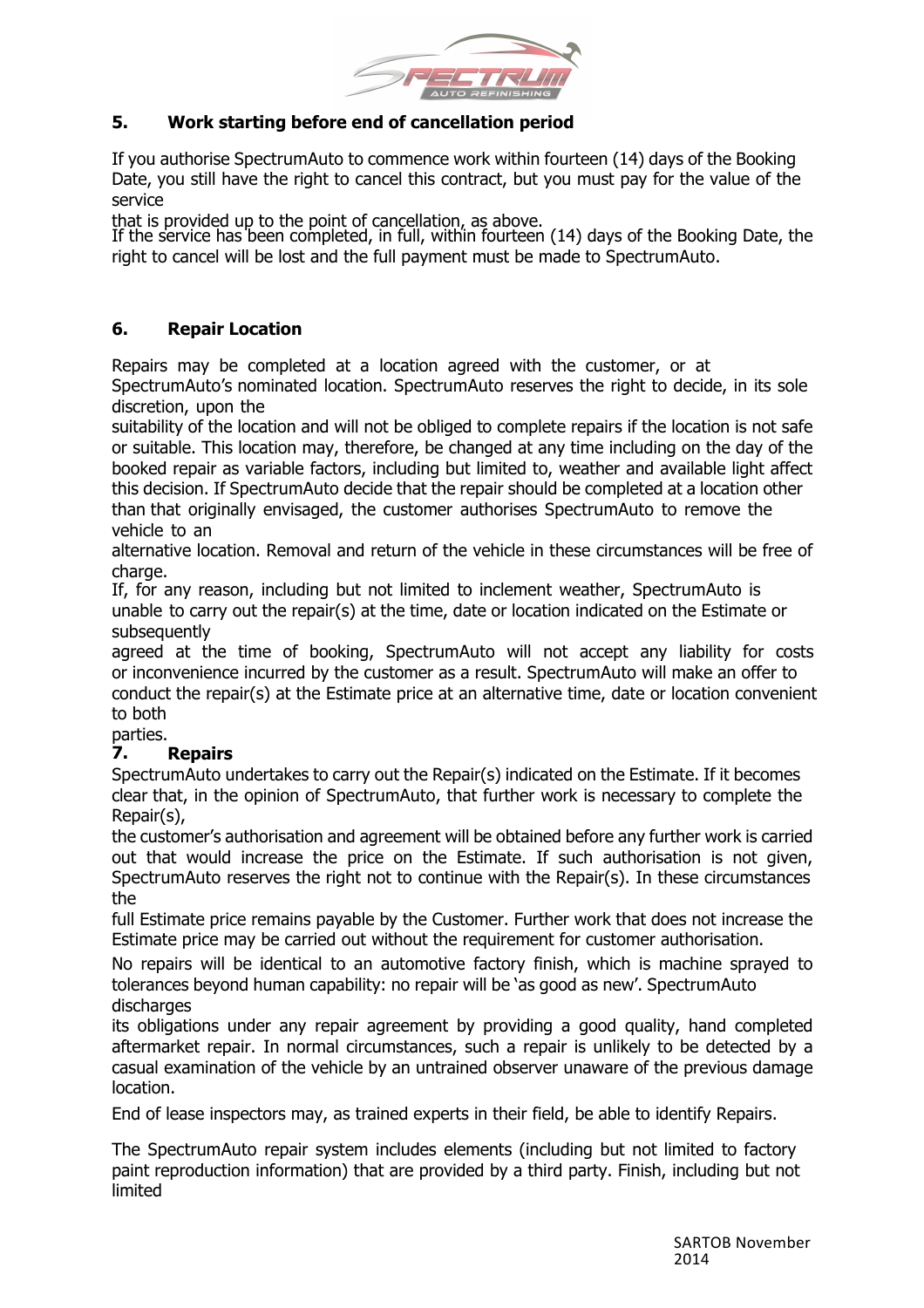## 5. Work starting before end of cancellation period

If you authorise SpectrumAuto to commence work within fourteen (14) days of the Booking Date, you still have the right to cancel this contract, but you must pay for the value of the service that is provided up to the point of cancellation, as above.

If the service has been completed, in full, within fourteen (14) days of the Booking Date, the right to cancel will be lost and the full payment must be made to SpectrumAuto.

## 6. Repair Location

Repairs may be completed at a location agreed with the customer, or at SpectrumAuto's nominated location. SpectrumAuto reserves the right to decide, in its sole discretion, upon the suitability of the location and will not be obliged to complete repairs if the location is not safe or suitable. This location may, therefore, be changed at any time including on the day of the booked repair as variable factors, including but limited to, weather and available light affect this decision. If SpectrumAuto decide that the repair should be completed at a location other than that originally envisaged, the customer authorises SpectrumAuto to remove the vehicle to an alternative location. Removal and return of the vehicle in these circumstances will be free of charge.

If, for any reason, including but not limited to inclement weather, SpectrumAuto is unable to carry out the repair(s) at the time, date or location indicated on the Estimate or subsequently agreed at the time of booking, SpectrumAuto will not accept any liability for costs or inconvenience incurred by the customer as a result. SpectrumAuto will make an offer to conduct the repair(s) at the Estimate price at an alternative time, date or location convenient to both parties.

## 7. Repairs

SpectrumAuto undertakes to carry out the Repair(s) indicated on the Estimate. If it becomes clear that, in the opinion of SpectrumAuto, that further work is necessary to complete the Repair(s), the customer's authorisation and agreement will be obtained before any further work is carried out that would increase the price on the Estimate. If such authorisation is not given, SpectrumAuto reserves the right not to continue with the Repair(s). In these circumstances the full Estimate price remains payable by the Customer. Further work that does not increase the Estimate price may be carried out without the requirement for customer authorisation.

No repairs will be identical to an automotive factory finish, which is machine sprayed to tolerances beyond human capability: no repair will be 'as good as new'. SpectrumAuto discharges its obligations under any repair agreement by providing a good quality, hand completed aftermarket repair. In normal circumstances, such a repair is unlikely to be detected by a casual examination of the vehicle by an untrained observer unaware of the previous damage location.

End of lease inspectors may, as trained experts in their field, be able to identify Repairs.

The SpectrumAuto repair system includes elements (including but not limited to factory paint reproduction information) that are provided by a third party. Finish, including but not limited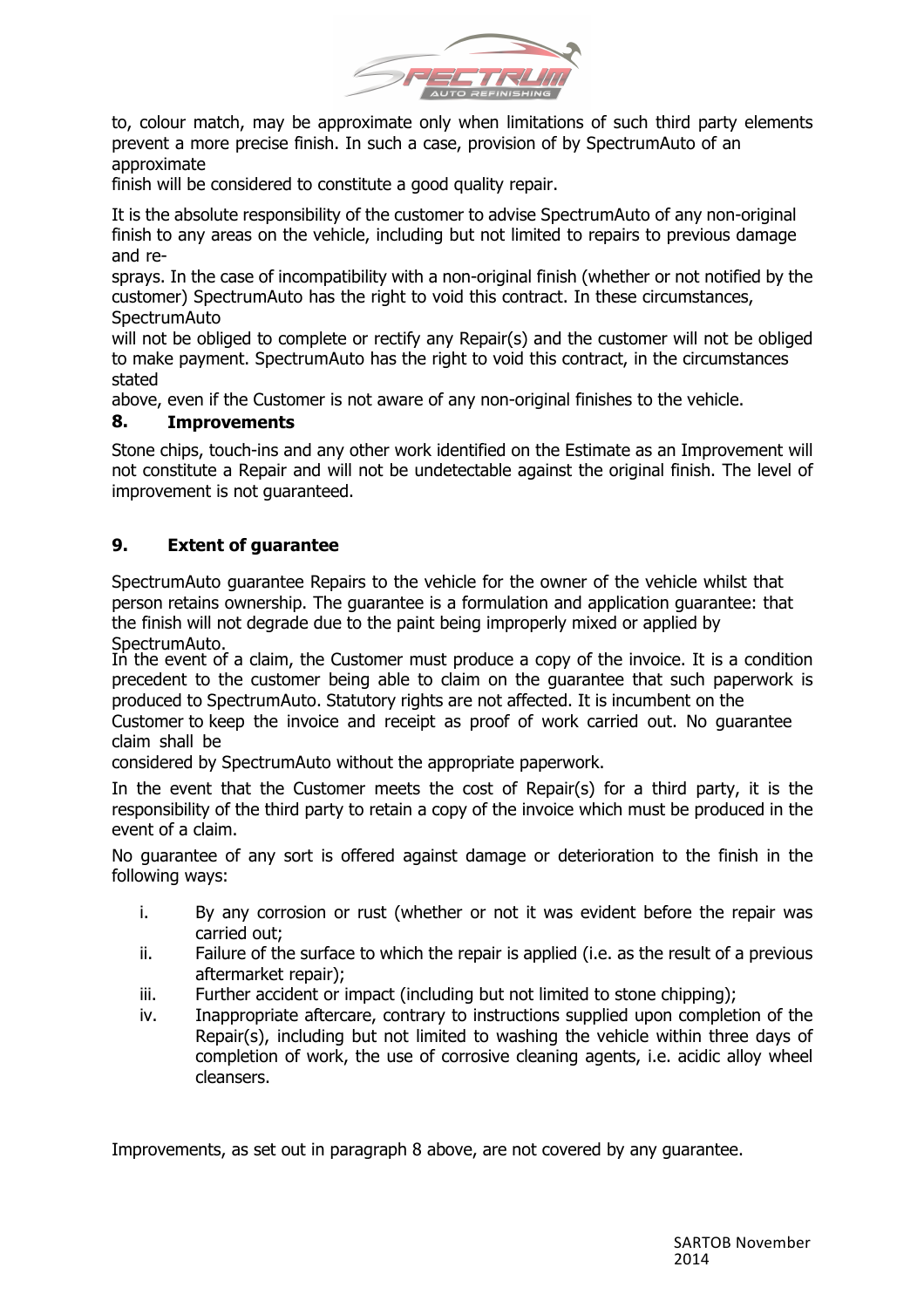to, colour match, may be approximate only when limitations of such third party elements prevent a more precise finish. In such a case, provision of by SpectrumAuto of an approximate finish will be considered to constitute a good quality repair.

It is the absolute responsibility of the customer to advise SpectrumAuto of any non-original finish to any areas on the vehicle, including but not limited to repairs to previous damage and re-sprays. In the case of incompatibility with a non-original finish (whether or not notified by the customer) SpectrumAuto has the right to void this contract. In these circumstances, SpectrumAuto will not be obliged to complete or rectify any Repair(s) and the customer will not be obliged to make payment. SpectrumAuto has the right to void this contract, in the circumstances stated above, even if the Customer is not aware of any non-original finishes to the vehicle.

## 8. Improvements

Stone chips, touch-ins and any other work identified on the Estimate as an Improvement will not constitute a Repair and will not be undetectable against the original finish. The level of improvement is not guaranteed.

## 9. Extent of guarantee

SpectrumAuto guarantee Repairs to the vehicle for the owner of the vehicle whilst that person retains ownership. The guarantee is a formulation and application guarantee: that the finish will not degrade due to the paint being improperly mixed or applied by SpectrumAuto.

In the event of a claim, the Customer must produce a copy of the invoice. It is a condition precedent to the customer being able to claim on the guarantee that such paperwork is produced to SpectrumAuto. Statutory rights are not affected. It is incumbent on the Customer to keep the invoice and receipt as proof of work carried out. No guarantee claim shall be considered by SpectrumAuto without the appropriate paperwork.

In the event that the Customer meets the cost of Repair(s) for a third party, it is the responsibility of the third party to retain a copy of the invoice which must be produced in the event of a claim.

No guarantee of any sort is offered against damage or deterioration to the finish in the following ways:

i. By any corrosion or rust (whether or not it was evident before the repair was carried out;
ii. Failure of the surface to which the repair is applied (i.e. as the result of a previous aftermarket repair);
iii. Further accident or impact (including but not limited to stone chipping);
iv. Inappropriate aftercare, contrary to instructions supplied upon completion of the Repair(s), including but not limited to washing the vehicle within three days of completion of work, the use of corrosive cleaning agents, i.e. acidic alloy wheel cleansers.

Improvements, as set out in paragraph 8 above, are not covered by any guarantee.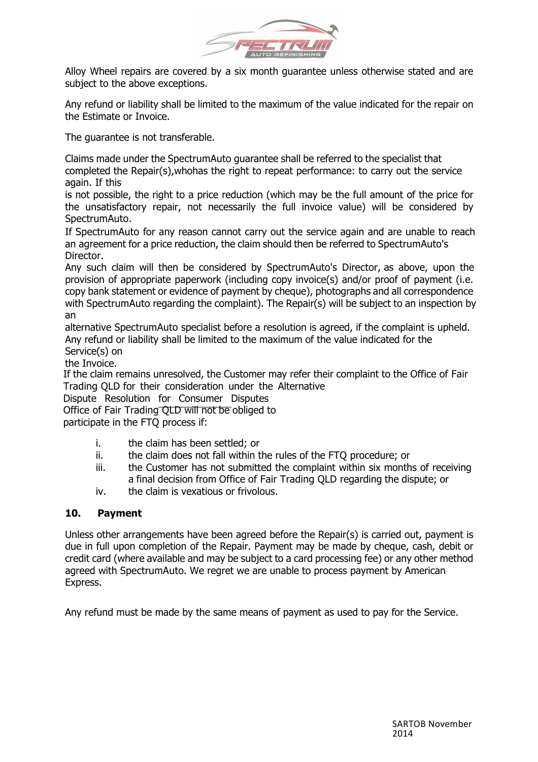Alloy Wheel repairs are covered by a six month guarantee unless otherwise stated and are subject to the above exceptions.

Any refund or liability shall be limited to the maximum of the value indicated for the repair on the Estimate or Invoice.

The guarantee is not transferable.

Claims made under the SpectrumAuto guarantee shall be referred to the specialist that completed the Repair(s),whohas the right to repeat performance: to carry out the service again. If this is not possible, the right to a price reduction (which may be the full amount of the price for the unsatisfactory repair, not necessarily the full invoice value) will be considered by SpectrumAuto.

If SpectrumAuto for any reason cannot carry out the service again and are unable to reach an agreement for a price reduction, the claim should then be referred to SpectrumAuto's Director.

Any such claim will then be considered by SpectrumAuto's Director, as above, upon the provision of appropriate paperwork (including copy invoice(s) and/or proof of payment (i.e. copy bank statement or evidence of payment by cheque), photographs and all correspondence with SpectrumAuto regarding the complaint). The Repair(s) will be subject to an inspection by an alternative SpectrumAuto specialist before a resolution is agreed, if the complaint is upheld.

Any refund or liability shall be limited to the maximum of the value indicated for the Service(s) on the Invoice.

If the claim remains unresolved, the Customer may refer their complaint to the Office of Fair Trading QLD for their consideration under the Alternative Dispute Resolution for Consumer Disputes

Office of Fair Trading QLD will not be obliged to participate in the FTQ process if:

i. the claim has been settled; or
ii. the claim does not fall within the rules of the FTQ procedure; or
iii. the Customer has not submitted the complaint within six months of receiving a final decision from Office of Fair Trading QLD regarding the dispute; or
iv. the claim is vexatious or frivolous.

## 10. Payment

Unless other arrangements have been agreed before the Repair(s) is carried out, payment is due in full upon completion of the Repair. Payment may be made by cheque, cash, debit or credit card (where available and may be subject to a card processing fee) or any other method agreed with SpectrumAuto. We regret we are unable to process payment by American Express.

Any refund must be made by the same means of payment as used to pay for the Service.

SARTOB November 2014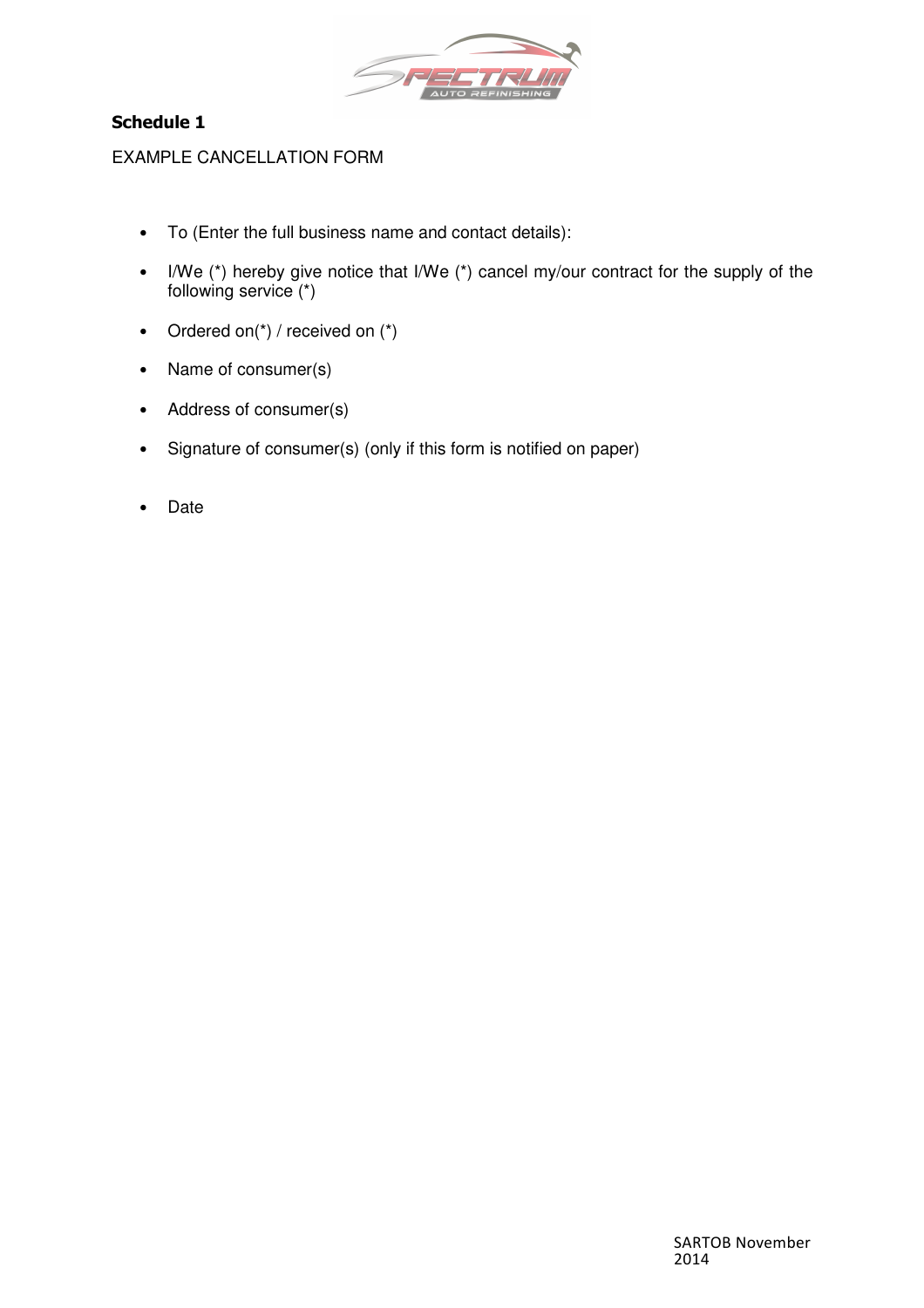## Schedule 1

EXAMPLE CANCELLATION FORM

- To (Enter the full business name and contact details):
- I/We (*) hereby give notice that I/We (*) cancel my/our contract for the supply of the following service (*)
- Ordered on(*) / received on (*)
- Name of consumer(s)
- Address of consumer(s)
- Signature of consumer(s) (only if this form is notified on paper)
- Date